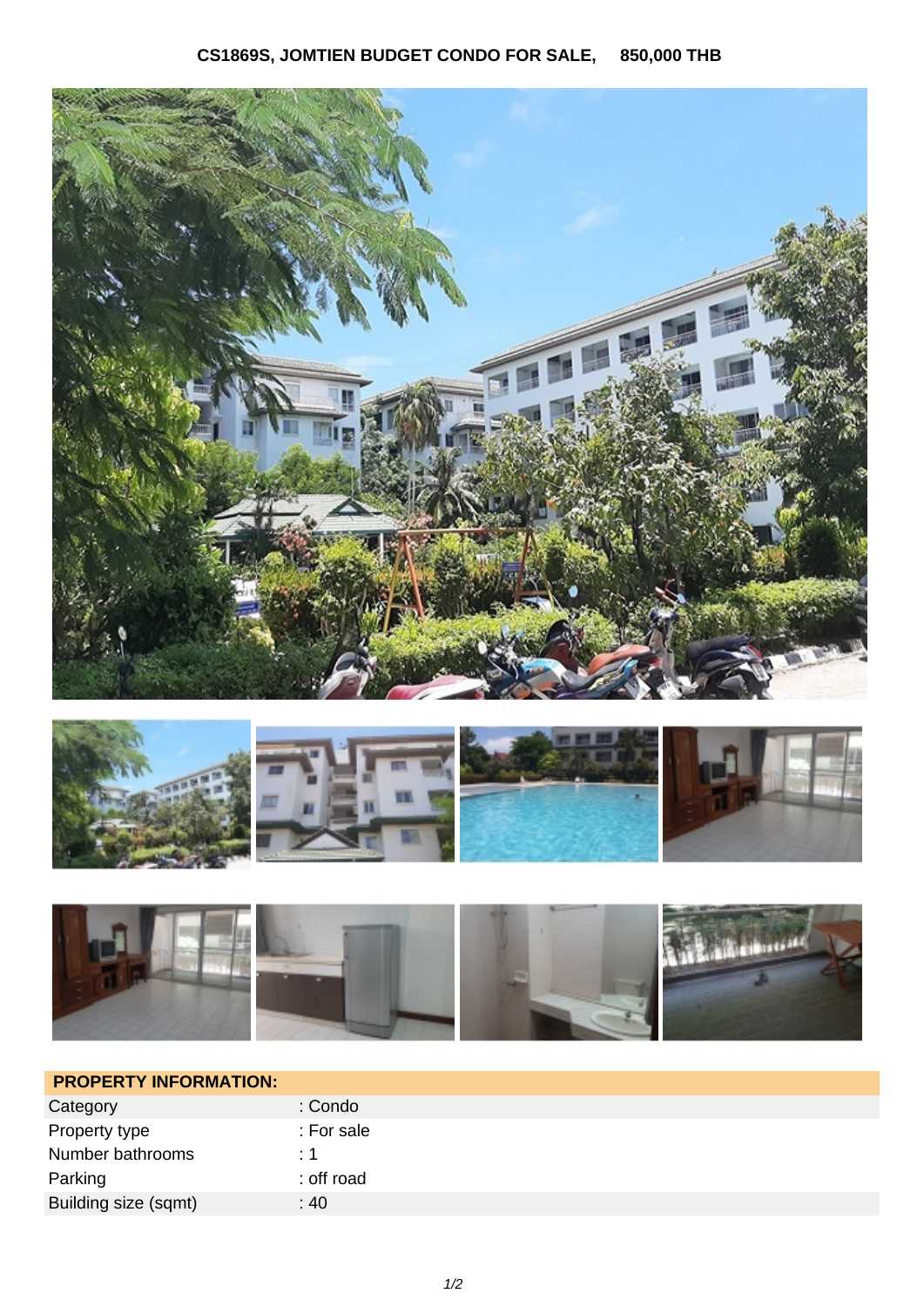# CS1869S, JOMTIEN BUDGET CONDO FOR SALE, 850,000 THB

| PROPERTY INFORMATION: | |
|---|---|
| Category | : Condo |
| Property type | : For sale |
| Number bathrooms | : 1 |
| Parking | : off road |
| Building size (sqmt) | : 40 |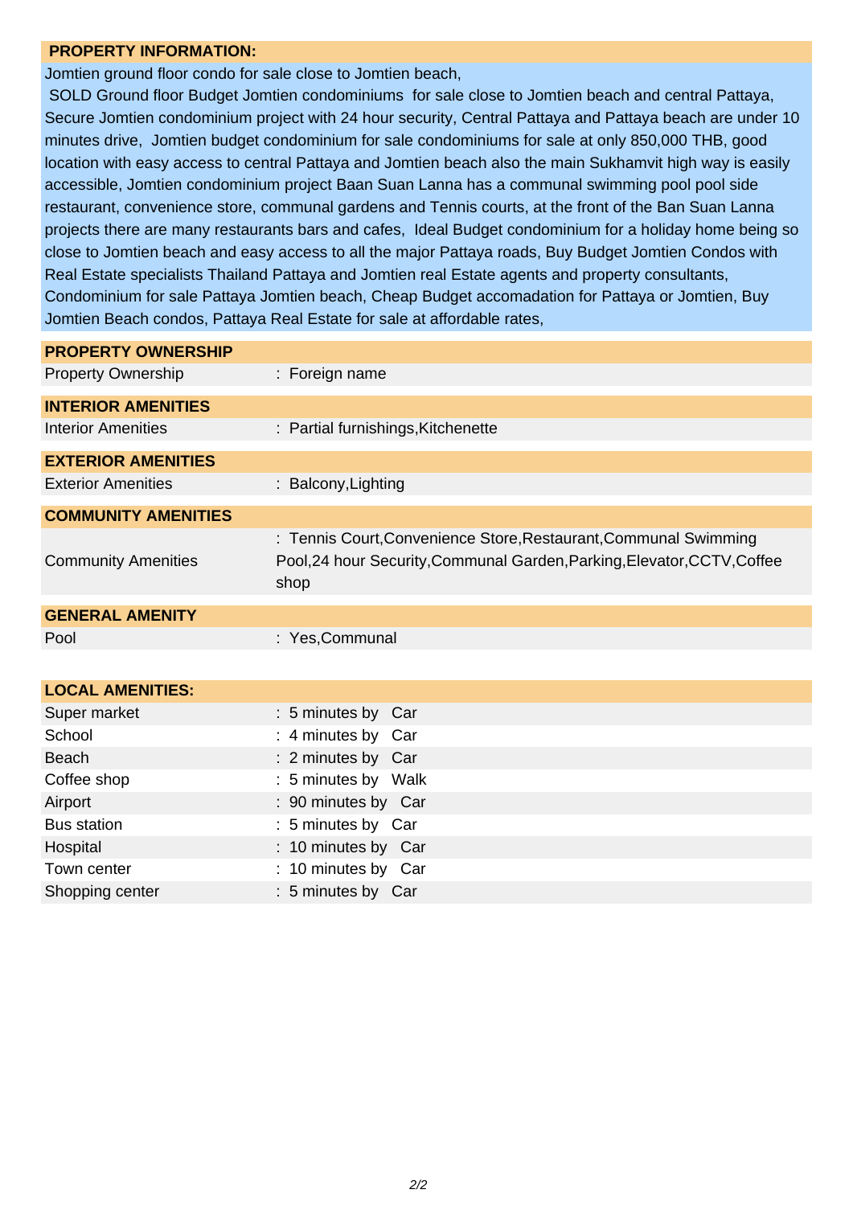## PROPERTY INFORMATION:

Jomtien ground floor condo for sale close to Jomtien beach,
SOLD Ground floor Budget Jomtien condominiums for sale close to Jomtien beach and central Pattaya, Secure Jomtien condominium project with 24 hour security, Central Pattaya and Pattaya beach are under 10 minutes drive, Jomtien budget condominium for sale condominiums for sale at only 850,000 THB, good location with easy access to central Pattaya and Jomtien beach also the main Sukhamvit high way is easily accessible, Jomtien condominium project Baan Suan Lanna has a communal swimming pool pool side restaurant, convenience store, communal gardens and Tennis courts, at the front of the Ban Suan Lanna projects there are many restaurants bars and cafes, Ideal Budget condominium for a holiday home being so close to Jomtien beach and easy access to all the major Pattaya roads, Buy Budget Jomtien Condos with Real Estate specialists Thailand Pattaya and Jomtien real Estate agents and property consultants, Condominium for sale Pattaya Jomtien beach, Cheap Budget accomadation for Pattaya or Jomtien, Buy Jomtien Beach condos, Pattaya Real Estate for sale at affordable rates,

## PROPERTY OWNERSHIP

| | |
|---|---|
| Property Ownership | : Foreign name |

## INTERIOR AMENITIES

| | |
|---|---|
| Interior Amenities | : Partial furnishings,Kitchenette |

## EXTERIOR AMENITIES

| | |
|---|---|
| Exterior Amenities | : Balcony,Lighting |

## COMMUNITY AMENITIES

| | |
|---|---|
| Community Amenities | : Tennis Court,Convenience Store,Restaurant,Communal Swimming Pool,24 hour Security,Communal Garden,Parking,Elevator,CCTV,Coffee shop |

## GENERAL AMENITY

| | |
|---|---|
| Pool | : Yes,Communal |

## LOCAL AMENITIES:

| | |
|---|---|
| Super market | : 5 minutes by Car |
| School | : 4 minutes by Car |
| Beach | : 2 minutes by Car |
| Coffee shop | : 5 minutes by Walk |
| Airport | : 90 minutes by Car |
| Bus station | : 5 minutes by Car |
| Hospital | : 10 minutes by Car |
| Town center | : 10 minutes by Car |
| Shopping center | : 5 minutes by Car |